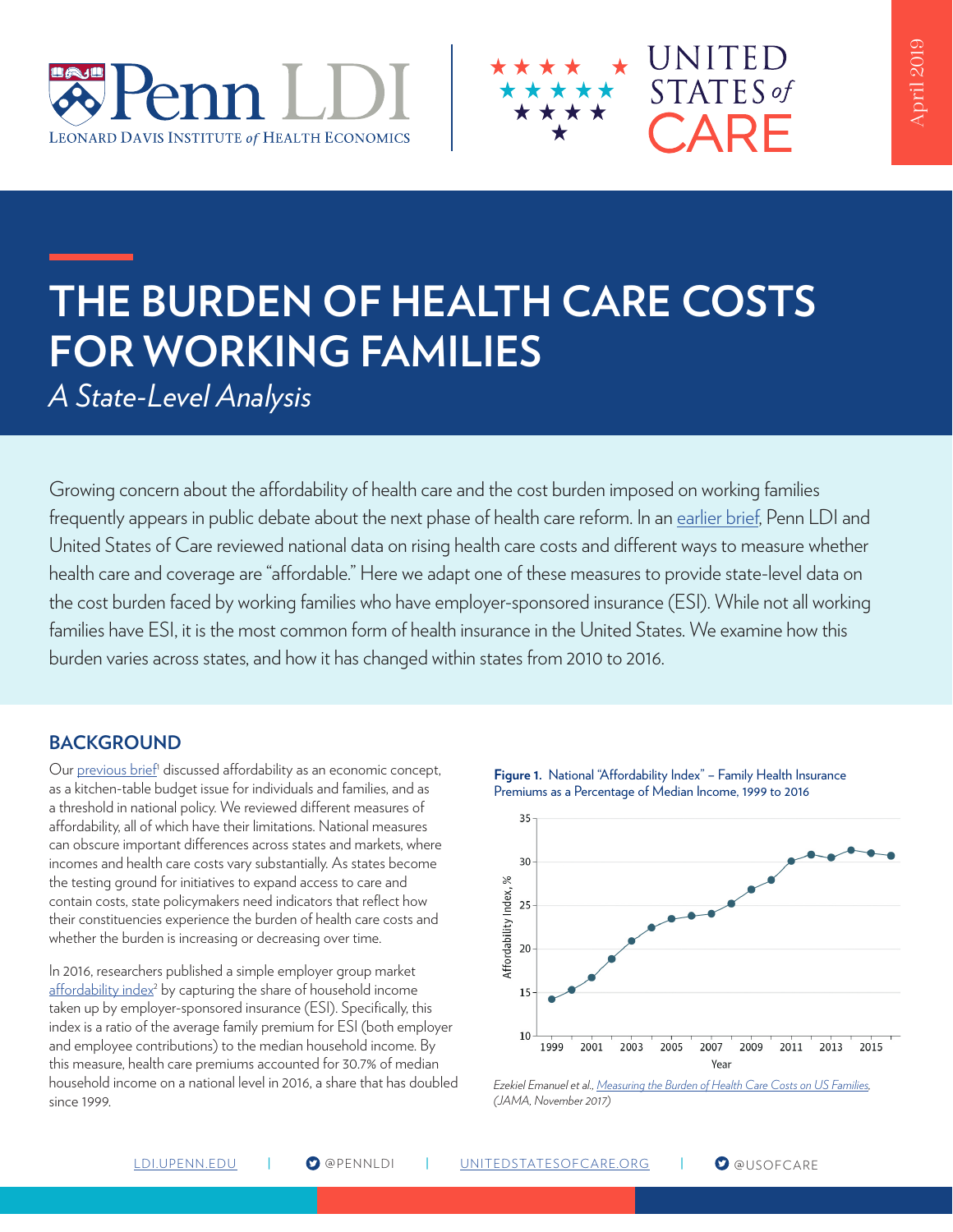Penn LDI — Leonard Davis Institute of Health Economics | United States of Care

April 2019

# THE BURDEN OF HEALTH CARE COSTS FOR WORKING FAMILIES

*A State-Level Analysis*

Growing concern about the affordability of health care and the cost burden imposed on working families frequently appears in public debate about the next phase of health care reform. In an earlier brief, Penn LDI and United States of Care reviewed national data on rising health care costs and different ways to measure whether health care and coverage are "affordable." Here we adapt one of these measures to provide state-level data on the cost burden faced by working families who have employer-sponsored insurance (ESI). While not all working families have ESI, it is the most common form of health insurance in the United States. We examine how this burden varies across states, and how it has changed within states from 2010 to 2016.

## BACKGROUND

Our previous brief[1] discussed affordability as an economic concept, as a kitchen-table budget issue for individuals and families, and as a threshold in national policy. We reviewed different measures of affordability, all of which have their limitations. National measures can obscure important differences across states and markets, where incomes and health care costs vary substantially. As states become the testing ground for initiatives to expand access to care and contain costs, state policymakers need indicators that reflect how their constituencies experience the burden of health care costs and whether the burden is increasing or decreasing over time.

In 2016, researchers published a simple employer group market affordability index[2] by capturing the share of household income taken up by employer-sponsored insurance (ESI). Specifically, this index is a ratio of the average family premium for ESI (both employer and employee contributions) to the median household income. By this measure, health care premiums accounted for 30.7% of median household income on a national level in 2016, a share that has doubled since 1999.

**Figure 1.** National "Affordability Index" – Family Health Insurance Premiums as a Percentage of Median Income, 1999 to 2016

*Ezekiel Emanuel et al., Measuring the Burden of Health Care Costs on US Families, (JAMA, November 2017)*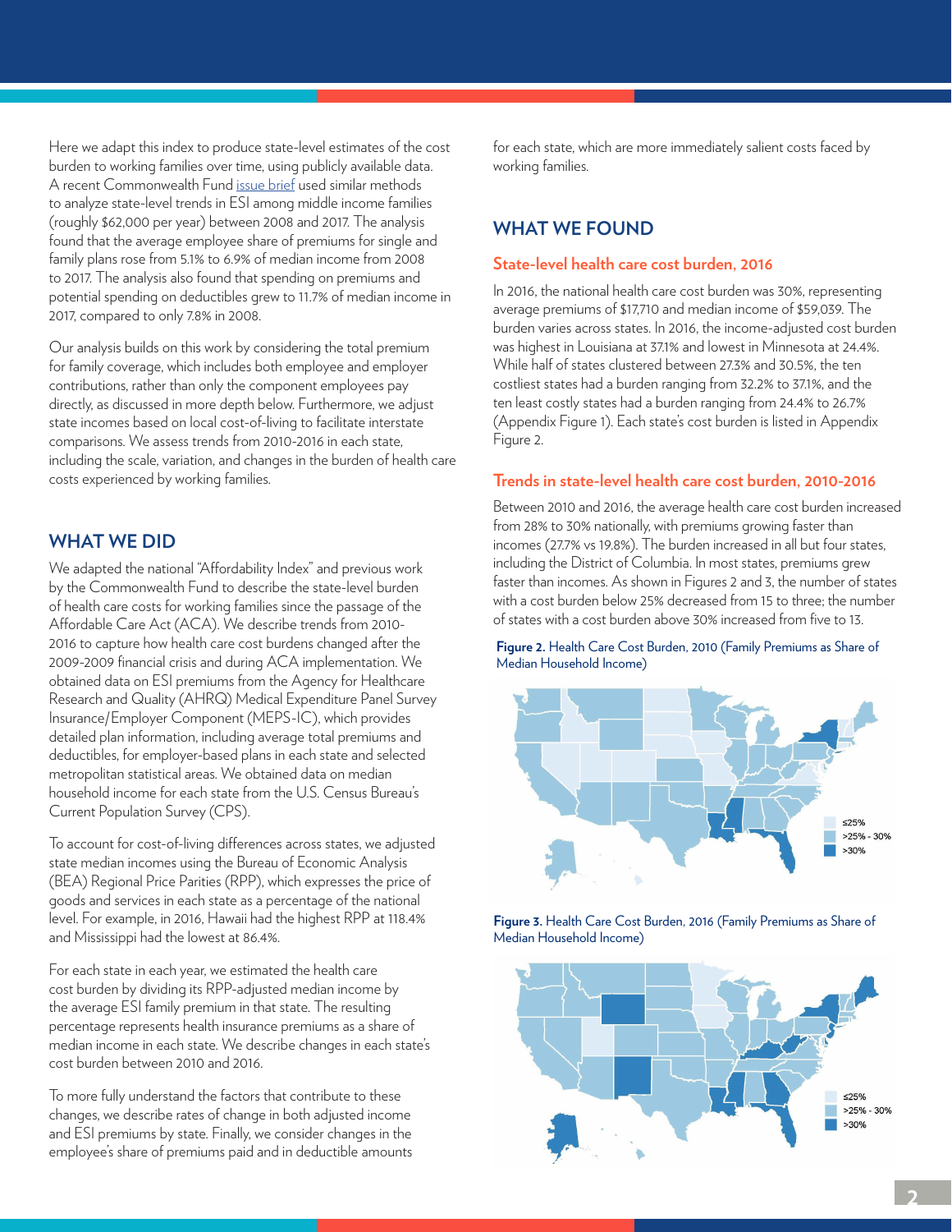Here we adapt this index to produce state-level estimates of the cost burden to working families over time, using publicly available data. A recent Commonwealth Fund issue brief used similar methods to analyze state-level trends in ESI among middle income families (roughly $62,000 per year) between 2008 and 2017. The analysis found that the average employee share of premiums for single and family plans rose from 5.1% to 6.9% of median income from 2008 to 2017. The analysis also found that spending on premiums and potential spending on deductibles grew to 11.7% of median income in 2017, compared to only 7.8% in 2008.

Our analysis builds on this work by considering the total premium for family coverage, which includes both employee and employer contributions, rather than only the component employees pay directly, as discussed in more depth below. Furthermore, we adjust state incomes based on local cost-of-living to facilitate interstate comparisons. We assess trends from 2010-2016 in each state, including the scale, variation, and changes in the burden of health care costs experienced by working families.

## WHAT WE DID

We adapted the national "Affordability Index" and previous work by the Commonwealth Fund to describe the state-level burden of health care costs for working families since the passage of the Affordable Care Act (ACA). We describe trends from 2010-2016 to capture how health care cost burdens changed after the 2009-2009 financial crisis and during ACA implementation. We obtained data on ESI premiums from the Agency for Healthcare Research and Quality (AHRQ) Medical Expenditure Panel Survey Insurance/Employer Component (MEPS-IC), which provides detailed plan information, including average total premiums and deductibles, for employer-based plans in each state and selected metropolitan statistical areas. We obtained data on median household income for each state from the U.S. Census Bureau's Current Population Survey (CPS).

To account for cost-of-living differences across states, we adjusted state median incomes using the Bureau of Economic Analysis (BEA) Regional Price Parities (RPP), which expresses the price of goods and services in each state as a percentage of the national level. For example, in 2016, Hawaii had the highest RPP at 118.4% and Mississippi had the lowest at 86.4%.

For each state in each year, we estimated the health care cost burden by dividing its RPP-adjusted median income by the average ESI family premium in that state. The resulting percentage represents health insurance premiums as a share of median income in each state. We describe changes in each state's cost burden between 2010 and 2016.

To more fully understand the factors that contribute to these changes, we describe rates of change in both adjusted income and ESI premiums by state. Finally, we consider changes in the employee's share of premiums paid and in deductible amounts for each state, which are more immediately salient costs faced by working families.

## WHAT WE FOUND

### State-level health care cost burden, 2016

In 2016, the national health care cost burden was 30%, representing average premiums of $17,710 and median income of $59,039. The burden varies across states. In 2016, the income-adjusted cost burden was highest in Louisiana at 37.1% and lowest in Minnesota at 24.4%. While half of states clustered between 27.3% and 30.5%, the ten costliest states had a burden ranging from 32.2% to 37.1%, and the ten least costly states had a burden ranging from 24.4% to 26.7% (Appendix Figure 1). Each state's cost burden is listed in Appendix Figure 2.

### Trends in state-level health care cost burden, 2010-2016

Between 2010 and 2016, the average health care cost burden increased from 28% to 30% nationally, with premiums growing faster than incomes (27.7% vs 19.8%). The burden increased in all but four states, including the District of Columbia. In most states, premiums grew faster than incomes. As shown in Figures 2 and 3, the number of states with a cost burden below 25% decreased from 15 to three; the number of states with a cost burden above 30% increased from five to 13.

**Figure 2.** Health Care Cost Burden, 2010 (Family Premiums as Share of Median Household Income)

≤25%
>25% - 30%
>30%

**Figure 3.** Health Care Cost Burden, 2016 (Family Premiums as Share of Median Household Income)

≤25%
>25% - 30%
>30%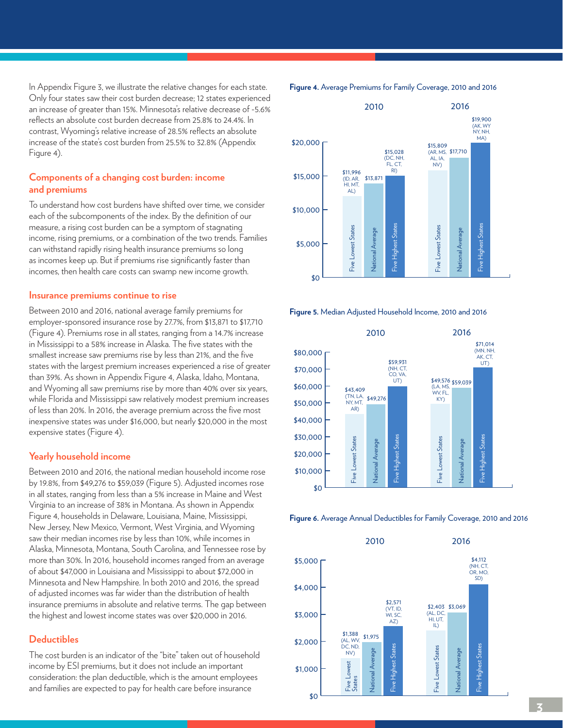In Appendix Figure 3, we illustrate the relative changes for each state. Only four states saw their cost burden decrease; 12 states experienced an increase of greater than 15%. Minnesota's relative decrease of -5.6% reflects an absolute cost burden decrease from 25.8% to 24.4%. In contrast, Wyoming's relative increase of 28.5% reflects an absolute increase of the state's cost burden from 25.5% to 32.8% (Appendix Figure 4).

## Components of a changing cost burden: income and premiums

To understand how cost burdens have shifted over time, we consider each of the subcomponents of the index. By the definition of our measure, a rising cost burden can be a symptom of stagnating income, rising premiums, or a combination of the two trends. Families can withstand rapidly rising health insurance premiums so long as incomes keep up. But if premiums rise significantly faster than incomes, then health care costs can swamp new income growth.

### Insurance premiums continue to rise

Between 2010 and 2016, national average family premiums for employer-sponsored insurance rose by 27.7%, from $13,871 to $17,710 (Figure 4). Premiums rose in all states, ranging from a 14.7% increase in Mississippi to a 58% increase in Alaska. The five states with the smallest increase saw premiums rise by less than 21%, and the five states with the largest premium increases experienced a rise of greater than 39%. As shown in Appendix Figure 4, Alaska, Idaho, Montana, and Wyoming all saw premiums rise by more than 40% over six years, while Florida and Mississippi saw relatively modest premium increases of less than 20%. In 2016, the average premium across the five most inexpensive states was under $16,000, but nearly $20,000 in the most expensive states (Figure 4).

### Yearly household income

Between 2010 and 2016, the national median household income rose by 19.8%, from $49,276 to $59,039 (Figure 5). Adjusted incomes rose in all states, ranging from less than a 5% increase in Maine and West Virginia to an increase of 38% in Montana. As shown in Appendix Figure 4, households in Delaware, Louisiana, Maine, Mississippi, New Jersey, New Mexico, Vermont, West Virginia, and Wyoming saw their median incomes rise by less than 10%, while incomes in Alaska, Minnesota, Montana, South Carolina, and Tennessee rose by more than 30%. In 2016, household incomes ranged from an average of about $47,000 in Louisiana and Mississippi to about $72,000 in Minnesota and New Hampshire. In both 2010 and 2016, the spread of adjusted incomes was far wider than the distribution of health insurance premiums in absolute and relative terms. The gap between the highest and lowest income states was over $20,000 in 2016.

### Deductibles

The cost burden is an indicator of the "bite" taken out of household income by ESI premiums, but it does not include an important consideration: the plan deductible, which is the amount employees and families are expected to pay for health care before insurance

**Figure 4.** Average Premiums for Family Coverage, 2010 and 2016

| | Five Lowest States | National Average | Five Highest States |
|---|---|---|---|
| 2010 | $11,996 (ID, AR, HI, MT, AL) | $13,871 | $15,028 (DC, NH, FL, CT, RI) |
| 2016 | $15,809 (AR, MS, AL, IA, NV) | $17,710 | $19,900 (AK, WY, NY, NH, MA) |

**Figure 5.** Median Adjusted Household Income, 2010 and 2016

| | Five Lowest States | National Average | Five Highest States |
|---|---|---|---|
| 2010 | $43,409 (TN, LA, NY, MT, AR) | $49,276 | $59,931 (NH, CT, CO, VA, UT) |
| 2016 | $49,576 (LA, MS, WV, FL, KY) | $59,039 | $71,014 (MN, NH, AK, CT, UT) |

**Figure 6.** Average Annual Deductibles for Family Coverage, 2010 and 2016

| | Five Lowest States | National Average | Five Highest States |
|---|---|---|---|
| 2010 | $1,388 (AL, WV, DC, ND, NV) | $1,975 | $2,571 (VT, ID, WI, SC, AZ) |
| 2016 | $2,403 (AL, DC, HI, UT, IL) | $3,069 | $4,112 (NH, CT, OR, MO, SD) |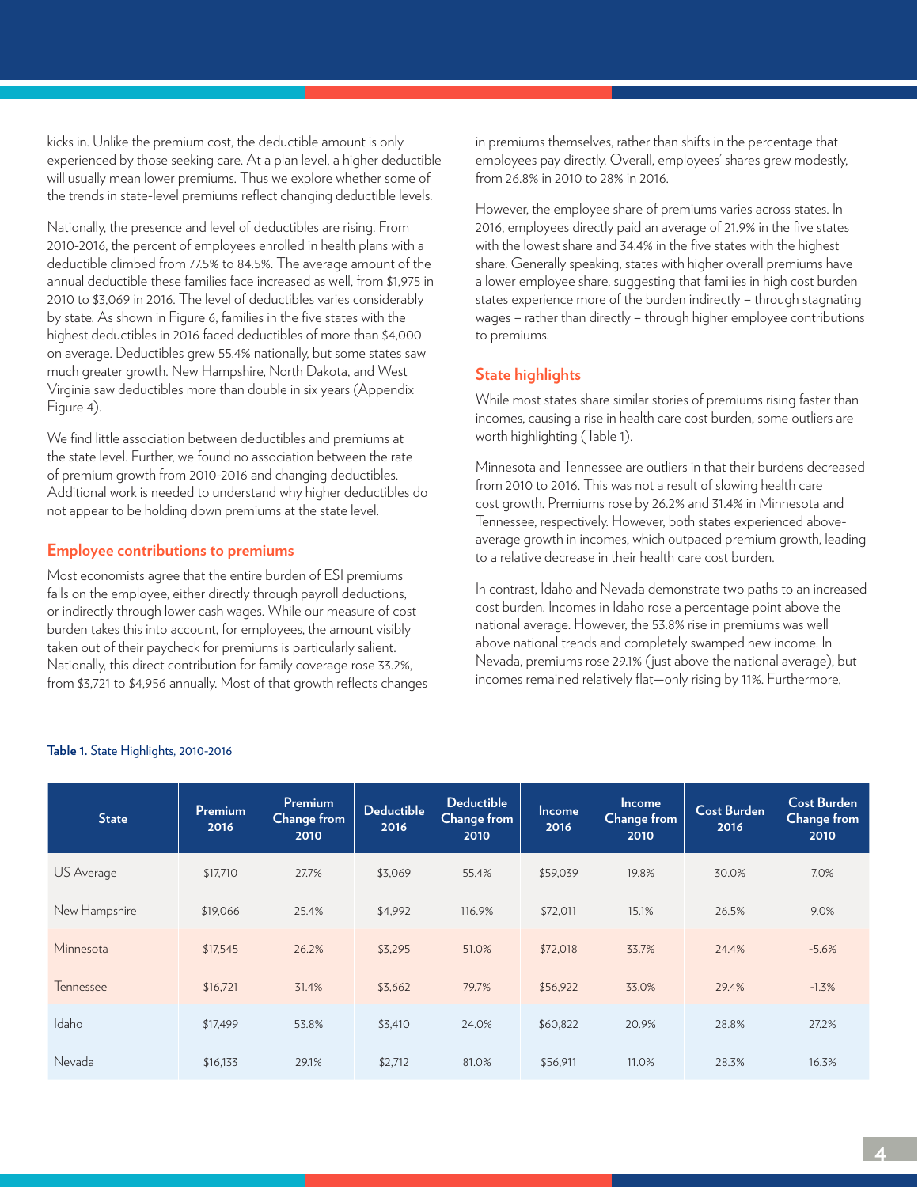kicks in. Unlike the premium cost, the deductible amount is only experienced by those seeking care. At a plan level, a higher deductible will usually mean lower premiums. Thus we explore whether some of the trends in state-level premiums reflect changing deductible levels.

Nationally, the presence and level of deductibles are rising. From 2010-2016, the percent of employees enrolled in health plans with a deductible climbed from 77.5% to 84.5%. The average amount of the annual deductible these families face increased as well, from $1,975 in 2010 to $3,069 in 2016. The level of deductibles varies considerably by state. As shown in Figure 6, families in the five states with the highest deductibles in 2016 faced deductibles of more than $4,000 on average. Deductibles grew 55.4% nationally, but some states saw much greater growth. New Hampshire, North Dakota, and West Virginia saw deductibles more than double in six years (Appendix Figure 4).

We find little association between deductibles and premiums at the state level. Further, we found no association between the rate of premium growth from 2010-2016 and changing deductibles. Additional work is needed to understand why higher deductibles do not appear to be holding down premiums at the state level.

## Employee contributions to premiums

Most economists agree that the entire burden of ESI premiums falls on the employee, either directly through payroll deductions, or indirectly through lower cash wages. While our measure of cost burden takes this into account, for employees, the amount visibly taken out of their paycheck for premiums is particularly salient. Nationally, this direct contribution for family coverage rose 33.2%, from $3,721 to $4,956 annually. Most of that growth reflects changes in premiums themselves, rather than shifts in the percentage that employees pay directly. Overall, employees' shares grew modestly, from 26.8% in 2010 to 28% in 2016.

However, the employee share of premiums varies across states. In 2016, employees directly paid an average of 21.9% in the five states with the lowest share and 34.4% in the five states with the highest share. Generally speaking, states with higher overall premiums have a lower employee share, suggesting that families in high cost burden states experience more of the burden indirectly – through stagnating wages – rather than directly – through higher employee contributions to premiums.

## State highlights

While most states share similar stories of premiums rising faster than incomes, causing a rise in health care cost burden, some outliers are worth highlighting (Table 1).

Minnesota and Tennessee are outliers in that their burdens decreased from 2010 to 2016. This was not a result of slowing health care cost growth. Premiums rose by 26.2% and 31.4% in Minnesota and Tennessee, respectively. However, both states experienced above-average growth in incomes, which outpaced premium growth, leading to a relative decrease in their health care cost burden.

In contrast, Idaho and Nevada demonstrate two paths to an increased cost burden. Incomes in Idaho rose a percentage point above the national average. However, the 53.8% rise in premiums was well above national trends and completely swamped new income. In Nevada, premiums rose 29.1% (just above the national average), but incomes remained relatively flat—only rising by 11%. Furthermore,

**Table 1.** State Highlights, 2010-2016

| State | Premium 2016 | Premium Change from 2010 | Deductible 2016 | Deductible Change from 2010 | Income 2016 | Income Change from 2010 | Cost Burden 2016 | Cost Burden Change from 2010 |
|---|---|---|---|---|---|---|---|---|
| US Average | $17,710 | 27.7% | $3,069 | 55.4% | $59,039 | 19.8% | 30.0% | 7.0% |
| New Hampshire | $19,066 | 25.4% | $4,992 | 116.9% | $72,011 | 15.1% | 26.5% | 9.0% |
| Minnesota | $17,545 | 26.2% | $3,295 | 51.0% | $72,018 | 33.7% | 24.4% | -5.6% |
| Tennessee | $16,721 | 31.4% | $3,662 | 79.7% | $56,922 | 33.0% | 29.4% | -1.3% |
| Idaho | $17,499 | 53.8% | $3,410 | 24.0% | $60,822 | 20.9% | 28.8% | 27.2% |
| Nevada | $16,133 | 29.1% | $2,712 | 81.0% | $56,911 | 11.0% | 28.3% | 16.3% |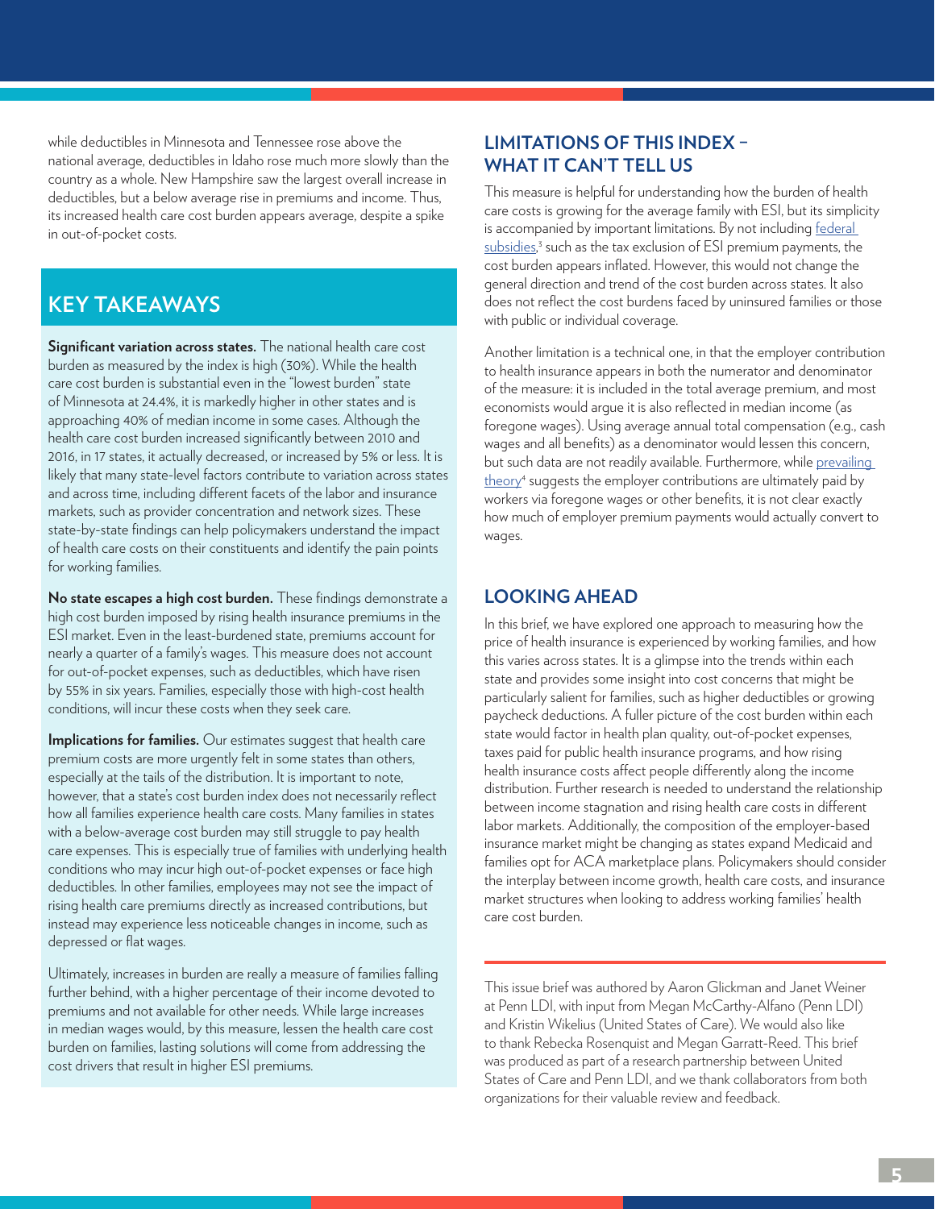while deductibles in Minnesota and Tennessee rose above the national average, deductibles in Idaho rose much more slowly than the country as a whole. New Hampshire saw the largest overall increase in deductibles, but a below average rise in premiums and income. Thus, its increased health care cost burden appears average, despite a spike in out-of-pocket costs.

## KEY TAKEAWAYS

**Significant variation across states.** The national health care cost burden as measured by the index is high (30%). While the health care cost burden is substantial even in the "lowest burden" state of Minnesota at 24.4%, it is markedly higher in other states and is approaching 40% of median income in some cases. Although the health care cost burden increased significantly between 2010 and 2016, in 17 states, it actually decreased, or increased by 5% or less. It is likely that many state-level factors contribute to variation across states and across time, including different facets of the labor and insurance markets, such as provider concentration and network sizes. These state-by-state findings can help policymakers understand the impact of health care costs on their constituents and identify the pain points for working families.

**No state escapes a high cost burden.** These findings demonstrate a high cost burden imposed by rising health insurance premiums in the ESI market. Even in the least-burdened state, premiums account for nearly a quarter of a family's wages. This measure does not account for out-of-pocket expenses, such as deductibles, which have risen by 55% in six years. Families, especially those with high-cost health conditions, will incur these costs when they seek care.

**Implications for families.** Our estimates suggest that health care premium costs are more urgently felt in some states than others, especially at the tails of the distribution. It is important to note, however, that a state's cost burden index does not necessarily reflect how all families experience health care costs. Many families in states with a below-average cost burden may still struggle to pay health care expenses. This is especially true of families with underlying health conditions who may incur high out-of-pocket expenses or face high deductibles. In other families, employees may not see the impact of rising health care premiums directly as increased contributions, but instead may experience less noticeable changes in income, such as depressed or flat wages.

Ultimately, increases in burden are really a measure of families falling further behind, with a higher percentage of their income devoted to premiums and not available for other needs. While large increases in median wages would, by this measure, lessen the health care cost burden on families, lasting solutions will come from addressing the cost drivers that result in higher ESI premiums.

## LIMITATIONS OF THIS INDEX – WHAT IT CAN'T TELL US

This measure is helpful for understanding how the burden of health care costs is growing for the average family with ESI, but its simplicity is accompanied by important limitations. By not including federal subsidies,[3] such as the tax exclusion of ESI premium payments, the cost burden appears inflated. However, this would not change the general direction and trend of the cost burden across states. It also does not reflect the cost burdens faced by uninsured families or those with public or individual coverage.

Another limitation is a technical one, in that the employer contribution to health insurance appears in both the numerator and denominator of the measure: it is included in the total average premium, and most economists would argue it is also reflected in median income (as foregone wages). Using average annual total compensation (e.g., cash wages and all benefits) as a denominator would lessen this concern, but such data are not readily available. Furthermore, while prevailing theory[4] suggests the employer contributions are ultimately paid by workers via foregone wages or other benefits, it is not clear exactly how much of employer premium payments would actually convert to wages.

## LOOKING AHEAD

In this brief, we have explored one approach to measuring how the price of health insurance is experienced by working families, and how this varies across states. It is a glimpse into the trends within each state and provides some insight into cost concerns that might be particularly salient for families, such as higher deductibles or growing paycheck deductions. A fuller picture of the cost burden within each state would factor in health plan quality, out-of-pocket expenses, taxes paid for public health insurance programs, and how rising health insurance costs affect people differently along the income distribution. Further research is needed to understand the relationship between income stagnation and rising health care costs in different labor markets. Additionally, the composition of the employer-based insurance market might be changing as states expand Medicaid and families opt for ACA marketplace plans. Policymakers should consider the interplay between income growth, health care costs, and insurance market structures when looking to address working families' health care cost burden.

---

This issue brief was authored by Aaron Glickman and Janet Weiner at Penn LDI, with input from Megan McCarthy-Alfano (Penn LDI) and Kristin Wikelius (United States of Care). We would also like to thank Rebecka Rosenquist and Megan Garratt-Reed. This brief was produced as part of a research partnership between United States of Care and Penn LDI, and we thank collaborators from both organizations for their valuable review and feedback.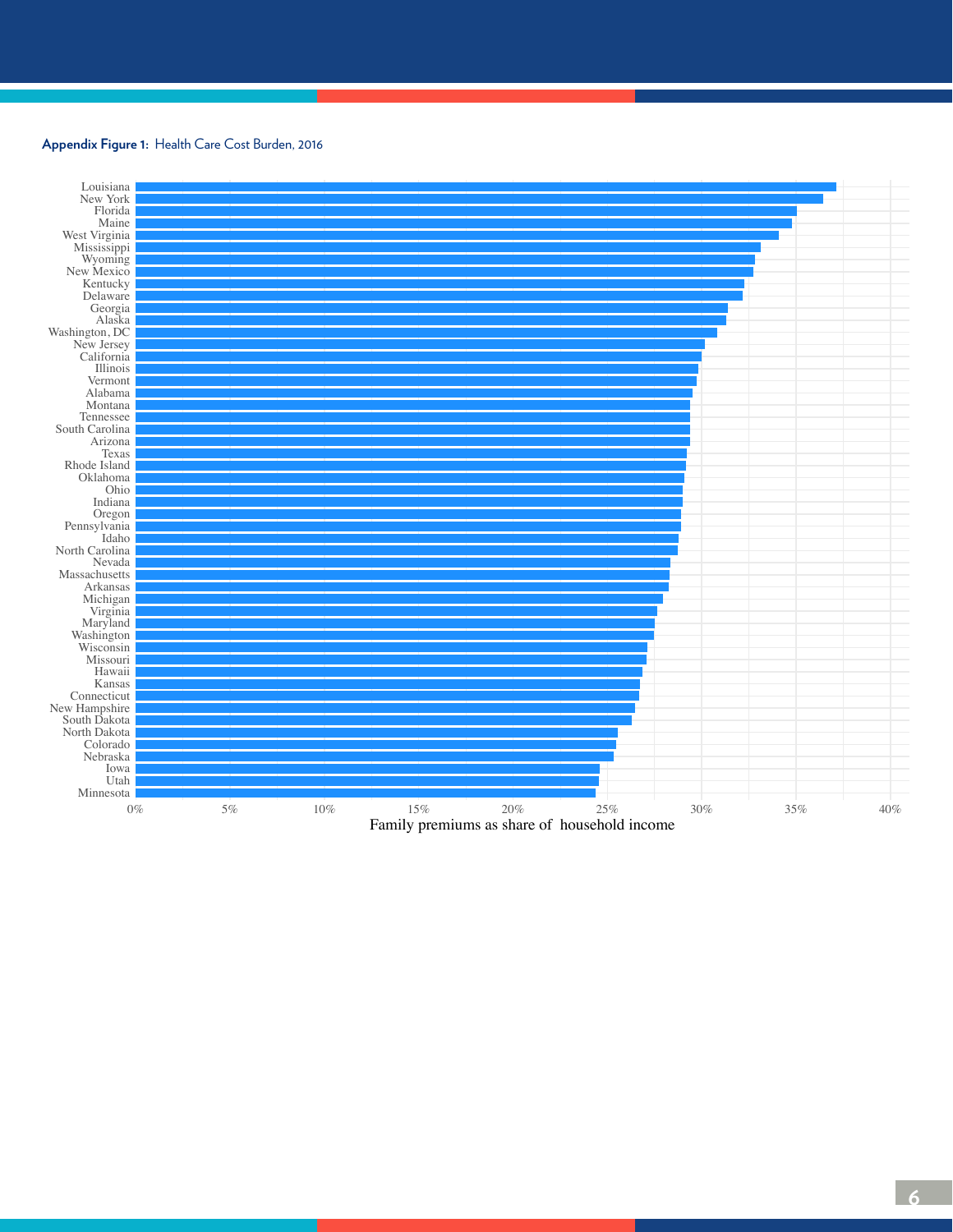**Appendix Figure 1:** Health Care Cost Burden, 2016

Louisiana
New York
Florida
Maine
West Virginia
Mississippi
Wyoming
New Mexico
Kentucky
Delaware
Georgia
Alaska
Washington, DC
New Jersey
California
Illinois
Vermont
Alabama
Montana
Tennessee
South Carolina
Arizona
Texas
Rhode Island
Oklahoma
Ohio
Indiana
Oregon
Pennsylvania
Idaho
North Carolina
Nevada
Massachusetts
Arkansas
Michigan
Virginia
Maryland
Washington
Wisconsin
Missouri
Hawaii
Kansas
Connecticut
New Hampshire
South Dakota
North Dakota
Colorado
Nebraska
Iowa
Utah
Minnesota

0% 5% 10% 15% 20% 25% 30% 35% 40%

Family premiums as share of household income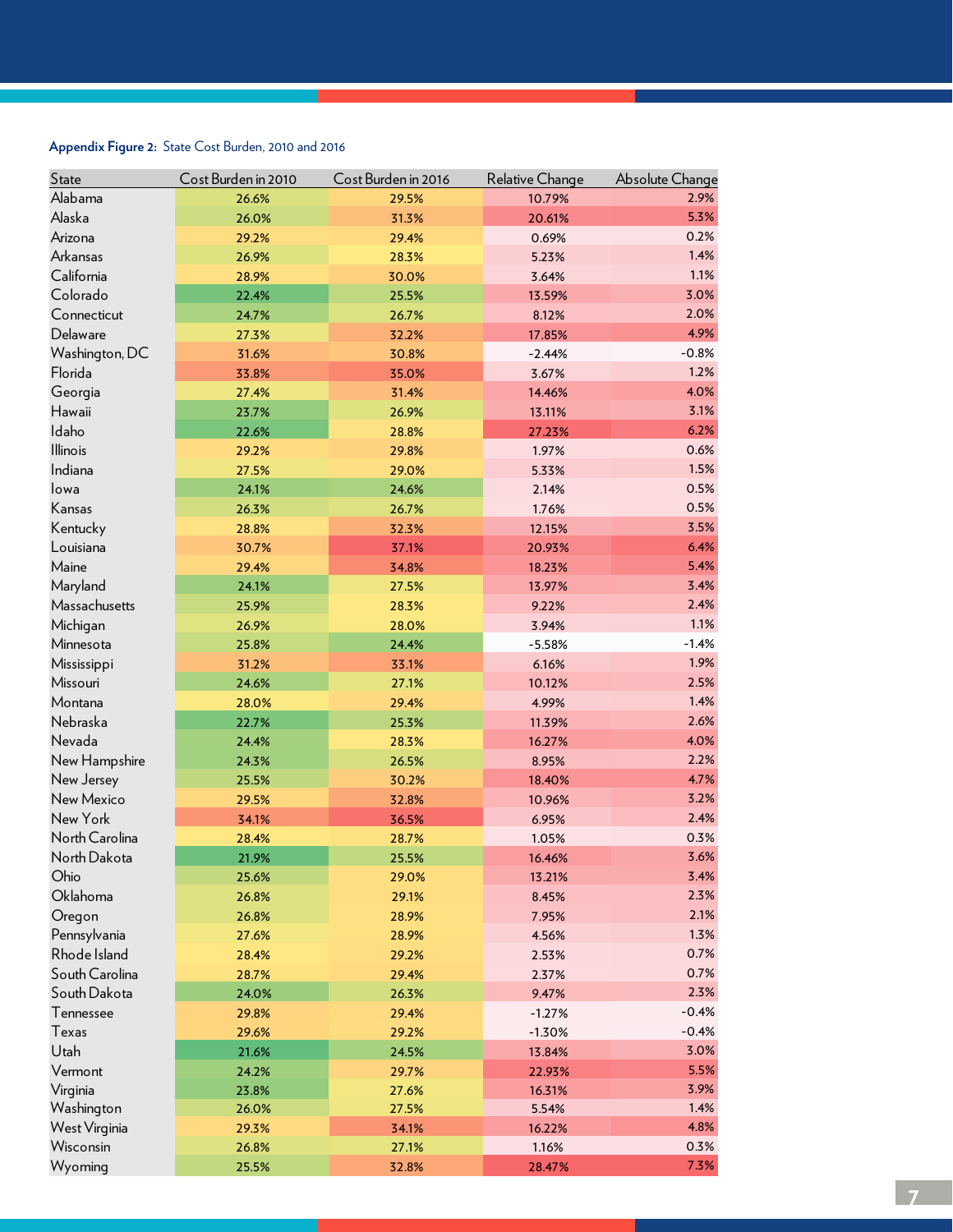**Appendix Figure 2:** State Cost Burden, 2010 and 2016

| State | Cost Burden in 2010 | Cost Burden in 2016 | Relative Change | Absolute Change |
|---|---|---|---|---|
| Alabama | 26.6% | 29.5% | 10.79% | 2.9% |
| Alaska | 26.0% | 31.3% | 20.61% | 5.3% |
| Arizona | 29.2% | 29.4% | 0.69% | 0.2% |
| Arkansas | 26.9% | 28.3% | 5.23% | 1.4% |
| California | 28.9% | 30.0% | 3.64% | 1.1% |
| Colorado | 22.4% | 25.5% | 13.59% | 3.0% |
| Connecticut | 24.7% | 26.7% | 8.12% | 2.0% |
| Delaware | 27.3% | 32.2% | 17.85% | 4.9% |
| Washington, DC | 31.6% | 30.8% | -2.44% | -0.8% |
| Florida | 33.8% | 35.0% | 3.67% | 1.2% |
| Georgia | 27.4% | 31.4% | 14.46% | 4.0% |
| Hawaii | 23.7% | 26.9% | 13.11% | 3.1% |
| Idaho | 22.6% | 28.8% | 27.23% | 6.2% |
| Illinois | 29.2% | 29.8% | 1.97% | 0.6% |
| Indiana | 27.5% | 29.0% | 5.33% | 1.5% |
| Iowa | 24.1% | 24.6% | 2.14% | 0.5% |
| Kansas | 26.3% | 26.7% | 1.76% | 0.5% |
| Kentucky | 28.8% | 32.3% | 12.15% | 3.5% |
| Louisiana | 30.7% | 37.1% | 20.93% | 6.4% |
| Maine | 29.4% | 34.8% | 18.23% | 5.4% |
| Maryland | 24.1% | 27.5% | 13.97% | 3.4% |
| Massachusetts | 25.9% | 28.3% | 9.22% | 2.4% |
| Michigan | 26.9% | 28.0% | 3.94% | 1.1% |
| Minnesota | 25.8% | 24.4% | -5.58% | -1.4% |
| Mississippi | 31.2% | 33.1% | 6.16% | 1.9% |
| Missouri | 24.6% | 27.1% | 10.12% | 2.5% |
| Montana | 28.0% | 29.4% | 4.99% | 1.4% |
| Nebraska | 22.7% | 25.3% | 11.39% | 2.6% |
| Nevada | 24.4% | 28.3% | 16.27% | 4.0% |
| New Hampshire | 24.3% | 26.5% | 8.95% | 2.2% |
| New Jersey | 25.5% | 30.2% | 18.40% | 4.7% |
| New Mexico | 29.5% | 32.8% | 10.96% | 3.2% |
| New York | 34.1% | 36.5% | 6.95% | 2.4% |
| North Carolina | 28.4% | 28.7% | 1.05% | 0.3% |
| North Dakota | 21.9% | 25.5% | 16.46% | 3.6% |
| Ohio | 25.6% | 29.0% | 13.21% | 3.4% |
| Oklahoma | 26.8% | 29.1% | 8.45% | 2.3% |
| Oregon | 26.8% | 28.9% | 7.95% | 2.1% |
| Pennsylvania | 27.6% | 28.9% | 4.56% | 1.3% |
| Rhode Island | 28.4% | 29.2% | 2.53% | 0.7% |
| South Carolina | 28.7% | 29.4% | 2.37% | 0.7% |
| South Dakota | 24.0% | 26.3% | 9.47% | 2.3% |
| Tennessee | 29.8% | 29.4% | -1.27% | -0.4% |
| Texas | 29.6% | 29.2% | -1.30% | -0.4% |
| Utah | 21.6% | 24.5% | 13.84% | 3.0% |
| Vermont | 24.2% | 29.7% | 22.93% | 5.5% |
| Virginia | 23.8% | 27.6% | 16.31% | 3.9% |
| Washington | 26.0% | 27.5% | 5.54% | 1.4% |
| West Virginia | 29.3% | 34.1% | 16.22% | 4.8% |
| Wisconsin | 26.8% | 27.1% | 1.16% | 0.3% |
| Wyoming | 25.5% | 32.8% | 28.47% | 7.3% |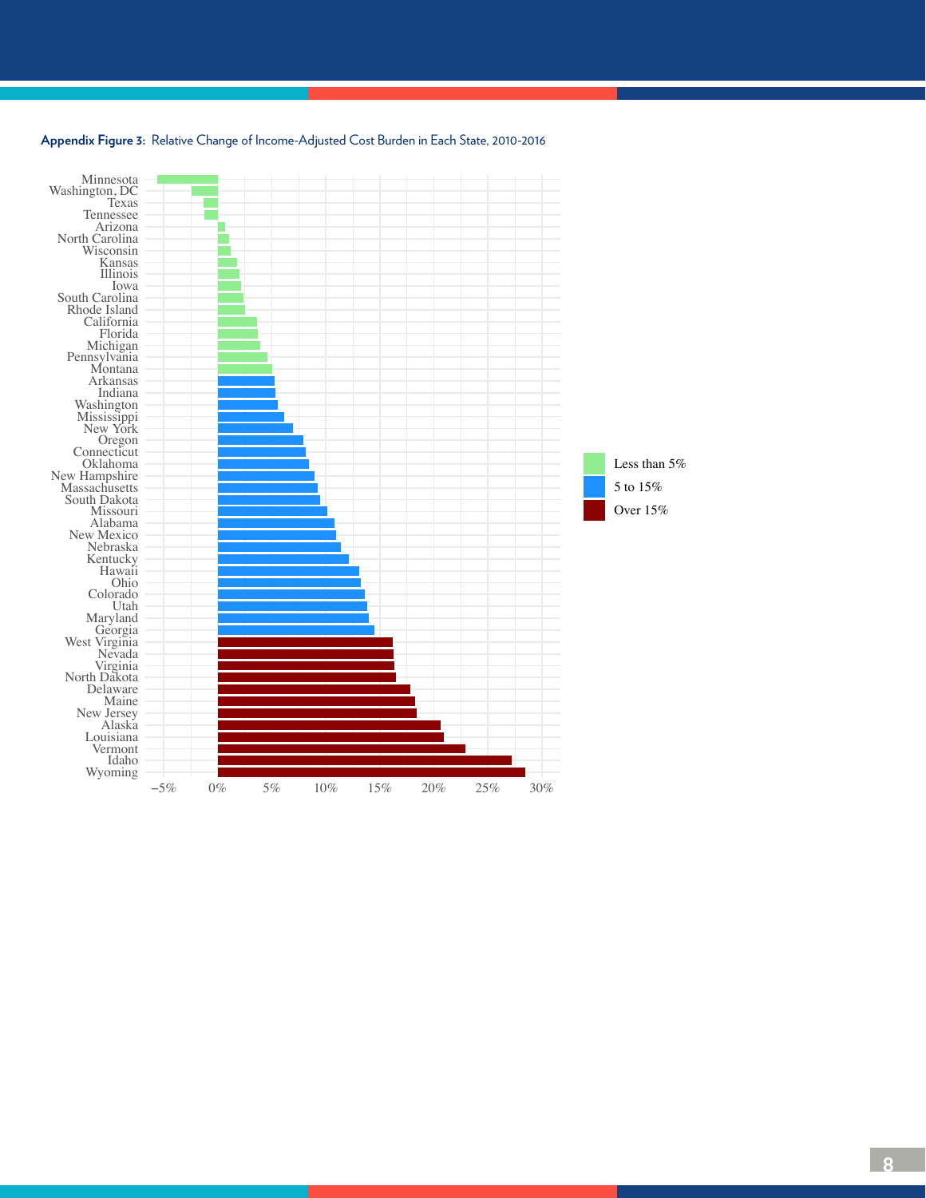**Appendix Figure 3:** Relative Change of Income-Adjusted Cost Burden in Each State, 2010-2016

Minnesota
Washington, DC
Texas
Tennessee
Arizona
North Carolina
Wisconsin
Kansas
Illinois
Iowa
South Carolina
Rhode Island
California
Florida
Michigan
Pennsylvania
Montana
Arkansas
Indiana
Washington
Mississippi
New York
Oregon
Connecticut
Oklahoma
New Hampshire
Massachusetts
South Dakota
Missouri
Alabama
New Mexico
Nebraska
Kentucky
Hawaii
Ohio
Colorado
Utah
Maryland
Georgia
West Virginia
Nevada
Virginia
North Dakota
Delaware
Maine
New Jersey
Alaska
Louisiana
Vermont
Idaho
Wyoming

−5% 0% 5% 10% 15% 20% 25% 30%

Less than 5%
5 to 15%
Over 15%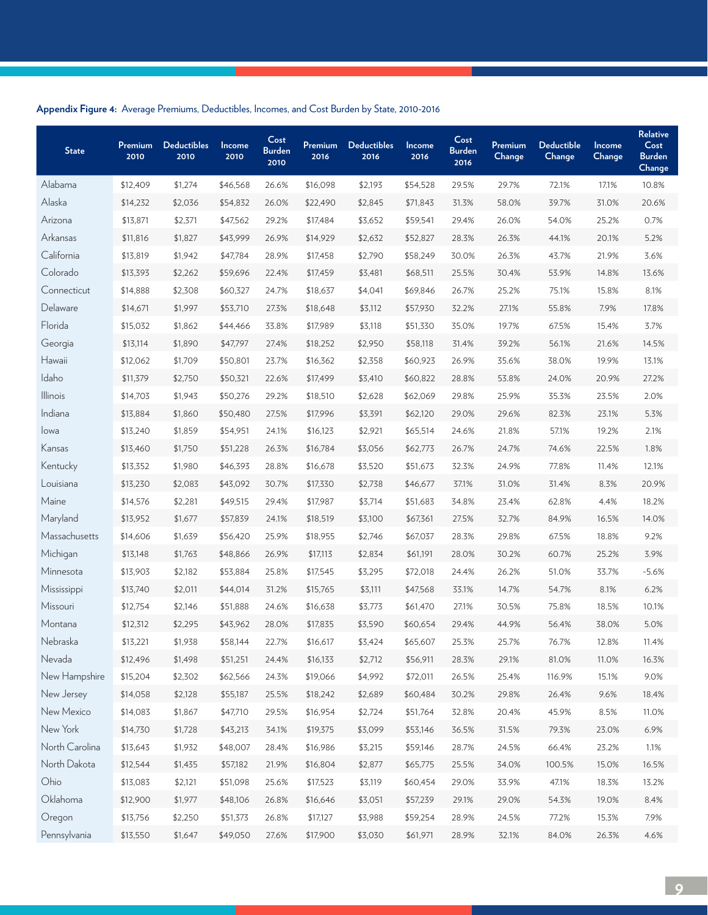**Appendix Figure 4:** Average Premiums, Deductibles, Incomes, and Cost Burden by State, 2010-2016

| State | Premium 2010 | Deductibles 2010 | Income 2010 | Cost Burden 2010 | Premium 2016 | Deductibles 2016 | Income 2016 | Cost Burden 2016 | Premium Change | Deductible Change | Income Change | Relative Cost Burden Change |
|---|---|---|---|---|---|---|---|---|---|---|---|---|
| Alabama | $12,409 | $1,274 | $46,568 | 26.6% | $16,098 | $2,193 | $54,528 | 29.5% | 29.7% | 72.1% | 17.1% | 10.8% |
| Alaska | $14,232 | $2,036 | $54,832 | 26.0% | $22,490 | $2,845 | $71,843 | 31.3% | 58.0% | 39.7% | 31.0% | 20.6% |
| Arizona | $13,871 | $2,371 | $47,562 | 29.2% | $17,484 | $3,652 | $59,541 | 29.4% | 26.0% | 54.0% | 25.2% | 0.7% |
| Arkansas | $11,816 | $1,827 | $43,999 | 26.9% | $14,929 | $2,632 | $52,827 | 28.3% | 26.3% | 44.1% | 20.1% | 5.2% |
| California | $13,819 | $1,942 | $47,784 | 28.9% | $17,458 | $2,790 | $58,249 | 30.0% | 26.3% | 43.7% | 21.9% | 3.6% |
| Colorado | $13,393 | $2,262 | $59,696 | 22.4% | $17,459 | $3,481 | $68,511 | 25.5% | 30.4% | 53.9% | 14.8% | 13.6% |
| Connecticut | $14,888 | $2,308 | $60,327 | 24.7% | $18,637 | $4,041 | $69,846 | 26.7% | 25.2% | 75.1% | 15.8% | 8.1% |
| Delaware | $14,671 | $1,997 | $53,710 | 27.3% | $18,648 | $3,112 | $57,930 | 32.2% | 27.1% | 55.8% | 7.9% | 17.8% |
| Florida | $15,032 | $1,862 | $44,466 | 33.8% | $17,989 | $3,118 | $51,330 | 35.0% | 19.7% | 67.5% | 15.4% | 3.7% |
| Georgia | $13,114 | $1,890 | $47,797 | 27.4% | $18,252 | $2,950 | $58,118 | 31.4% | 39.2% | 56.1% | 21.6% | 14.5% |
| Hawaii | $12,062 | $1,709 | $50,801 | 23.7% | $16,362 | $2,358 | $60,923 | 26.9% | 35.6% | 38.0% | 19.9% | 13.1% |
| Idaho | $11,379 | $2,750 | $50,321 | 22.6% | $17,499 | $3,410 | $60,822 | 28.8% | 53.8% | 24.0% | 20.9% | 27.2% |
| Illinois | $14,703 | $1,943 | $50,276 | 29.2% | $18,510 | $2,628 | $62,069 | 29.8% | 25.9% | 35.3% | 23.5% | 2.0% |
| Indiana | $13,884 | $1,860 | $50,480 | 27.5% | $17,996 | $3,391 | $62,120 | 29.0% | 29.6% | 82.3% | 23.1% | 5.3% |
| Iowa | $13,240 | $1,859 | $54,951 | 24.1% | $16,123 | $2,921 | $65,514 | 24.6% | 21.8% | 57.1% | 19.2% | 2.1% |
| Kansas | $13,460 | $1,750 | $51,228 | 26.3% | $16,784 | $3,056 | $62,773 | 26.7% | 24.7% | 74.6% | 22.5% | 1.8% |
| Kentucky | $13,352 | $1,980 | $46,393 | 28.8% | $16,678 | $3,520 | $51,673 | 32.3% | 24.9% | 77.8% | 11.4% | 12.1% |
| Louisiana | $13,230 | $2,083 | $43,092 | 30.7% | $17,330 | $2,738 | $46,677 | 37.1% | 31.0% | 31.4% | 8.3% | 20.9% |
| Maine | $14,576 | $2,281 | $49,515 | 29.4% | $17,987 | $3,714 | $51,683 | 34.8% | 23.4% | 62.8% | 4.4% | 18.2% |
| Maryland | $13,952 | $1,677 | $57,839 | 24.1% | $18,519 | $3,100 | $67,361 | 27.5% | 32.7% | 84.9% | 16.5% | 14.0% |
| Massachusetts | $14,606 | $1,639 | $56,420 | 25.9% | $18,955 | $2,746 | $67,037 | 28.3% | 29.8% | 67.5% | 18.8% | 9.2% |
| Michigan | $13,148 | $1,763 | $48,866 | 26.9% | $17,113 | $2,834 | $61,191 | 28.0% | 30.2% | 60.7% | 25.2% | 3.9% |
| Minnesota | $13,903 | $2,182 | $53,884 | 25.8% | $17,545 | $3,295 | $72,018 | 24.4% | 26.2% | 51.0% | 33.7% | -5.6% |
| Mississippi | $13,740 | $2,011 | $44,014 | 31.2% | $15,765 | $3,111 | $47,568 | 33.1% | 14.7% | 54.7% | 8.1% | 6.2% |
| Missouri | $12,754 | $2,146 | $51,888 | 24.6% | $16,638 | $3,773 | $61,470 | 27.1% | 30.5% | 75.8% | 18.5% | 10.1% |
| Montana | $12,312 | $2,295 | $43,962 | 28.0% | $17,835 | $3,590 | $60,654 | 29.4% | 44.9% | 56.4% | 38.0% | 5.0% |
| Nebraska | $13,221 | $1,938 | $58,144 | 22.7% | $16,617 | $3,424 | $65,607 | 25.3% | 25.7% | 76.7% | 12.8% | 11.4% |
| Nevada | $12,496 | $1,498 | $51,251 | 24.4% | $16,133 | $2,712 | $56,911 | 28.3% | 29.1% | 81.0% | 11.0% | 16.3% |
| New Hampshire | $15,204 | $2,302 | $62,566 | 24.3% | $19,066 | $4,992 | $72,011 | 26.5% | 25.4% | 116.9% | 15.1% | 9.0% |
| New Jersey | $14,058 | $2,128 | $55,187 | 25.5% | $18,242 | $2,689 | $60,484 | 30.2% | 29.8% | 26.4% | 9.6% | 18.4% |
| New Mexico | $14,083 | $1,867 | $47,710 | 29.5% | $16,954 | $2,724 | $51,764 | 32.8% | 20.4% | 45.9% | 8.5% | 11.0% |
| New York | $14,730 | $1,728 | $43,213 | 34.1% | $19,375 | $3,099 | $53,146 | 36.5% | 31.5% | 79.3% | 23.0% | 6.9% |
| North Carolina | $13,643 | $1,932 | $48,007 | 28.4% | $16,986 | $3,215 | $59,146 | 28.7% | 24.5% | 66.4% | 23.2% | 1.1% |
| North Dakota | $12,544 | $1,435 | $57,182 | 21.9% | $16,804 | $2,877 | $65,775 | 25.5% | 34.0% | 100.5% | 15.0% | 16.5% |
| Ohio | $13,083 | $2,121 | $51,098 | 25.6% | $17,523 | $3,119 | $60,454 | 29.0% | 33.9% | 47.1% | 18.3% | 13.2% |
| Oklahoma | $12,900 | $1,977 | $48,106 | 26.8% | $16,646 | $3,051 | $57,239 | 29.1% | 29.0% | 54.3% | 19.0% | 8.4% |
| Oregon | $13,756 | $2,250 | $51,373 | 26.8% | $17,127 | $3,988 | $59,254 | 28.9% | 24.5% | 77.2% | 15.3% | 7.9% |
| Pennsylvania | $13,550 | $1,647 | $49,050 | 27.6% | $17,900 | $3,030 | $61,971 | 28.9% | 32.1% | 84.0% | 26.3% | 4.6% |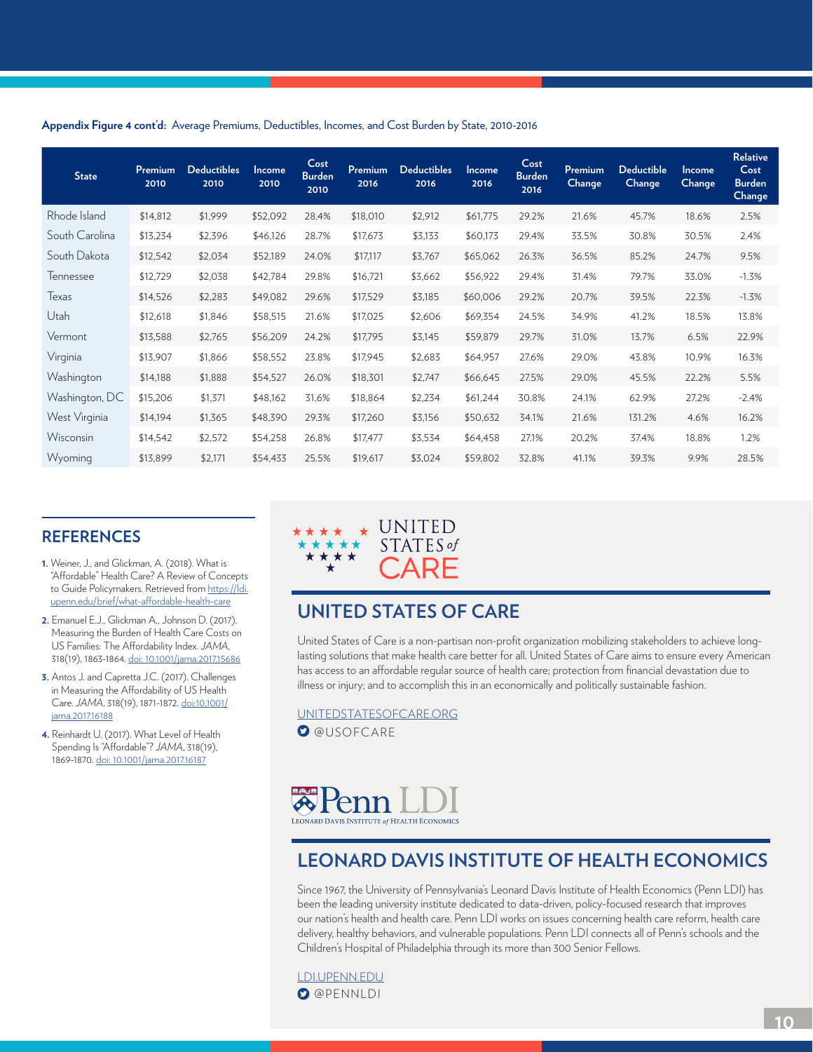**Appendix Figure 4 cont'd:** Average Premiums, Deductibles, Incomes, and Cost Burden by State, 2010-2016

| State | Premium 2010 | Deductibles 2010 | Income 2010 | Cost Burden 2010 | Premium 2016 | Deductibles 2016 | Income 2016 | Cost Burden 2016 | Premium Change | Deductible Change | Income Change | Relative Cost Burden Change |
|---|---|---|---|---|---|---|---|---|---|---|---|---|
| Rhode Island | $14,812 | $1,999 | $52,092 | 28.4% | $18,010 | $2,912 | $61,775 | 29.2% | 21.6% | 45.7% | 18.6% | 2.5% |
| South Carolina | $13,234 | $2,396 | $46,126 | 28.7% | $17,673 | $3,133 | $60,173 | 29.4% | 33.5% | 30.8% | 30.5% | 2.4% |
| South Dakota | $12,542 | $2,034 | $52,189 | 24.0% | $17,117 | $3,767 | $65,062 | 26.3% | 36.5% | 85.2% | 24.7% | 9.5% |
| Tennessee | $12,729 | $2,038 | $42,784 | 29.8% | $16,721 | $3,662 | $56,922 | 29.4% | 31.4% | 79.7% | 33.0% | -1.3% |
| Texas | $14,526 | $2,283 | $49,082 | 29.6% | $17,529 | $3,185 | $60,006 | 29.2% | 20.7% | 39.5% | 22.3% | -1.3% |
| Utah | $12,618 | $1,846 | $58,515 | 21.6% | $17,025 | $2,606 | $69,354 | 24.5% | 34.9% | 41.2% | 18.5% | 13.8% |
| Vermont | $13,588 | $2,765 | $56,209 | 24.2% | $17,795 | $3,145 | $59,879 | 29.7% | 31.0% | 13.7% | 6.5% | 22.9% |
| Virginia | $13,907 | $1,866 | $58,552 | 23.8% | $17,945 | $2,683 | $64,957 | 27.6% | 29.0% | 43.8% | 10.9% | 16.3% |
| Washington | $14,188 | $1,888 | $54,527 | 26.0% | $18,301 | $2,747 | $66,645 | 27.5% | 29.0% | 45.5% | 22.2% | 5.5% |
| Washington, DC | $15,206 | $1,371 | $48,162 | 31.6% | $18,864 | $2,234 | $61,244 | 30.8% | 24.1% | 62.9% | 27.2% | -2.4% |
| West Virginia | $14,194 | $1,365 | $48,390 | 29.3% | $17,260 | $3,156 | $50,632 | 34.1% | 21.6% | 131.2% | 4.6% | 16.2% |
| Wisconsin | $14,542 | $2,572 | $54,258 | 26.8% | $17,477 | $3,534 | $64,458 | 27.1% | 20.2% | 37.4% | 18.8% | 1.2% |
| Wyoming | $13,899 | $2,171 | $54,433 | 25.5% | $19,617 | $3,024 | $59,802 | 32.8% | 41.1% | 39.3% | 9.9% | 28.5% |

## REFERENCES

1. Weiner, J., and Glickman, A. (2018). What is "Affordable" Health Care? A Review of Concepts to Guide Policymakers. Retrieved from https://ldi.upenn.edu/brief/what-affordable-health-care
2. Emanuel E.J., Glickman A., Johnson D. (2017). Measuring the Burden of Health Care Costs on US Families: The Affordability Index. *JAMA*, 318(19), 1863-1864. doi: 10.1001/jama.2017.15686
3. Antos J. and Capretta J.C. (2017). Challenges in Measuring the Affordability of US Health Care. *JAMA*, 318(19), 1871-1872. doi:10.1001/jama.2017.16188
4. Reinhardt U. (2017). What Level of Health Spending Is "Affordable"? *JAMA*, 318(19), 1869-1870. doi: 10.1001/jama.2017.16187

UNITED STATES of CARE

## UNITED STATES OF CARE

United States of Care is a non-partisan non-profit organization mobilizing stakeholders to achieve long-lasting solutions that make health care better for all. United States of Care aims to ensure every American has access to an affordable regular source of health care; protection from financial devastation due to illness or injury; and to accomplish this in an economically and politically sustainable fashion.

UNITEDSTATESOFCARE.ORG

@USOFCARE

Penn LDI
LEONARD DAVIS INSTITUTE of HEALTH ECONOMICS

## LEONARD DAVIS INSTITUTE OF HEALTH ECONOMICS

Since 1967, the University of Pennsylvania's Leonard Davis Institute of Health Economics (Penn LDI) has been the leading university institute dedicated to data-driven, policy-focused research that improves our nation's health and health care. Penn LDI works on issues concerning health care reform, health care delivery, healthy behaviors, and vulnerable populations. Penn LDI connects all of Penn's schools and the Children's Hospital of Philadelphia through its more than 300 Senior Fellows.

LDI.UPENN.EDU

@PENNLDI